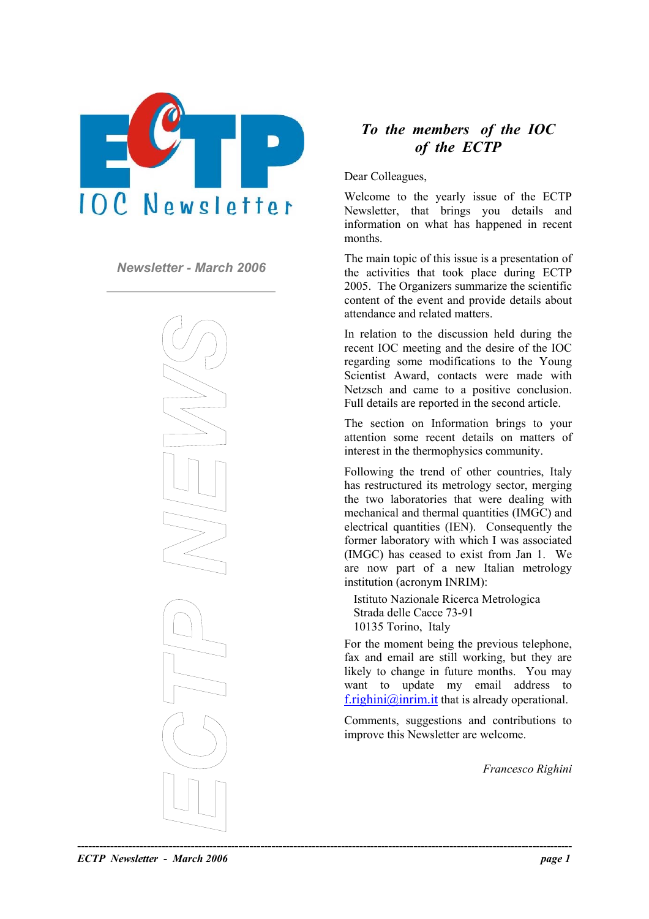# ECTP IOC Newsletter

**Newsletter - March 2006**

ECTP NEWS

## *To the members of the IOC of the ECTP*

Dear Colleagues,

Welcome to the yearly issue of the ECTP Newsletter, that brings you details and information on what has happened in recent months.

The main topic of this issue is a presentation of the activities that took place during ECTP 2005. The Organizers summarize the scientific content of the event and provide details about attendance and related matters.

In relation to the discussion held during the recent IOC meeting and the desire of the IOC regarding some modifications to the Young Scientist Award, contacts were made with Netzsch and came to a positive conclusion. Full details are reported in the second article.

The section on Information brings to your attention some recent details on matters of interest in the thermophysics community.

Following the trend of other countries, Italy has restructured its metrology sector, merging the two laboratories that were dealing with mechanical and thermal quantities (IMGC) and electrical quantities (IEN). Consequently the former laboratory with which I was associated (IMGC) has ceased to exist from Jan 1. We are now part of a new Italian metrology institution (acronym INRIM):

Istituto Nazionale Ricerca Metrologica
Strada delle Cacce 73-91
10135 Torino, Italy

For the moment being the previous telephone, fax and email are still working, but they are likely to change in future months. You may want to update my email address to f.righini@inrim.it that is already operational.

Comments, suggestions and contributions to improve this Newsletter are welcome.

*Francesco Righini*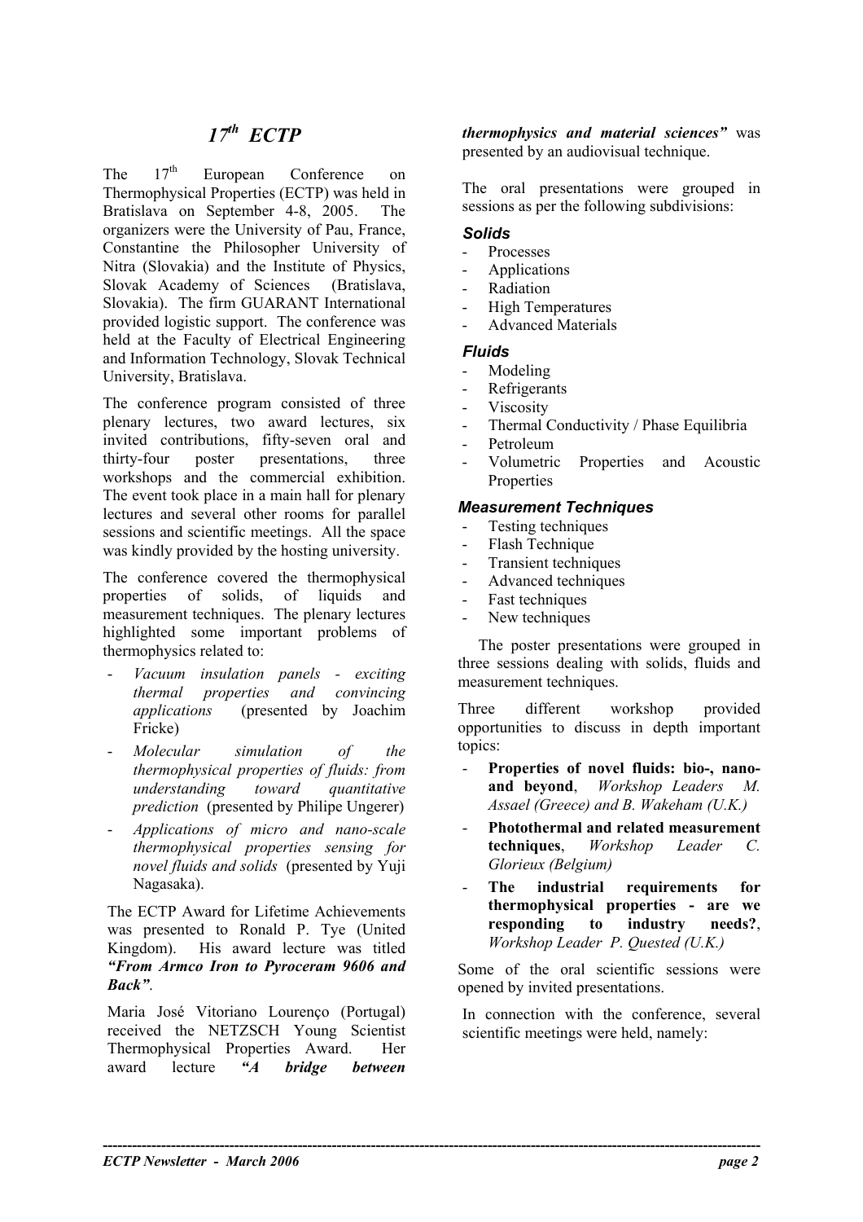# $17^{th}$ ECTP

The $17^{th}$ European Conference on Thermophysical Properties (ECTP) was held in Bratislava on September 4-8, 2005. The organizers were the University of Pau, France, Constantine the Philosopher University of Nitra (Slovakia) and the Institute of Physics, Slovak Academy of Sciences (Bratislava, Slovakia). The firm GUARANT International provided logistic support. The conference was held at the Faculty of Electrical Engineering and Information Technology, Slovak Technical University, Bratislava.

The conference program consisted of three plenary lectures, two award lectures, six invited contributions, fifty-seven oral and thirty-four poster presentations, three workshops and the commercial exhibition. The event took place in a main hall for plenary lectures and several other rooms for parallel sessions and scientific meetings. All the space was kindly provided by the hosting university.

The conference covered the thermophysical properties of solids, of liquids and measurement techniques. The plenary lectures highlighted some important problems of thermophysics related to:

- *Vacuum insulation panels - exciting thermal properties and convincing applications* (presented by Joachim Fricke)
- *Molecular simulation of the thermophysical properties of fluids: from understanding toward quantitative prediction* (presented by Philipe Ungerer)
- *Applications of micro and nano-scale thermophysical properties sensing for novel fluids and solids* (presented by Yuji Nagasaka).

The ECTP Award for Lifetime Achievements was presented to Ronald P. Tye (United Kingdom). His award lecture was titled ***"From Armco Iron to Pyroceram 9606 and Back"***.

Maria José Vitoriano Lourenço (Portugal) received the NETZSCH Young Scientist Thermophysical Properties Award. Her award lecture ***"A bridge between thermophysics and material sciences"*** was presented by an audiovisual technique.

The oral presentations were grouped in sessions as per the following subdivisions:

***Solids***
- Processes
- Applications
- Radiation
- High Temperatures
- Advanced Materials

***Fluids***
- Modeling
- Refrigerants
- Viscosity
- Thermal Conductivity / Phase Equilibria
- Petroleum
- Volumetric Properties and Acoustic Properties

***Measurement Techniques***
- Testing techniques
- Flash Technique
- Transient techniques
- Advanced techniques
- Fast techniques
- New techniques

The poster presentations were grouped in three sessions dealing with solids, fluids and measurement techniques.

Three different workshop provided opportunities to discuss in depth important topics:

- **Properties of novel fluids: bio-, nano- and beyond**, *Workshop Leaders M. Assael (Greece) and B. Wakeham (U.K.)*
- **Photothermal and related measurement techniques**, *Workshop Leader C. Glorieux (Belgium)*
- **The industrial requirements for thermophysical properties - are we responding to industry needs?**, *Workshop Leader P. Quested (U.K.)*

Some of the oral scientific sessions were opened by invited presentations.

In connection with the conference, several scientific meetings were held, namely: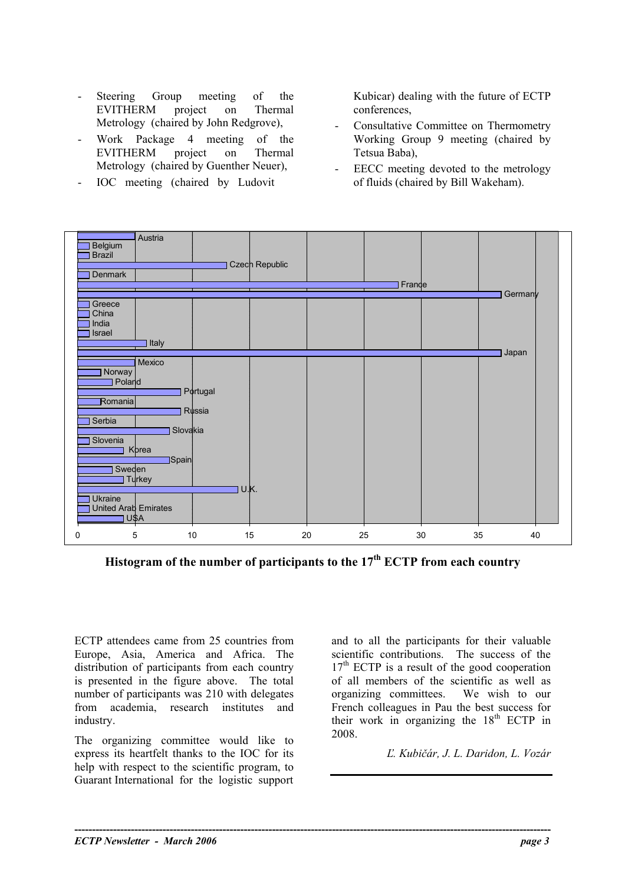- Steering Group meeting of the EVITHERM project on Thermal Metrology (chaired by John Redgrove),
- Work Package 4 meeting of the EVITHERM project on Thermal Metrology (chaired by Guenther Neuer),
- IOC meeting (chaired by Ludovit Kubicar) dealing with the future of ECTP conferences,
- Consultative Committee on Thermometry Working Group 9 meeting (chaired by Tetsua Baba),
- EECC meeting devoted to the metrology of fluids (chaired by Bill Wakeham).

**Histogram of the number of participants to the 17th ECTP from each country**

ECTP attendees came from 25 countries from Europe, Asia, America and Africa. The distribution of participants from each country is presented in the figure above. The total number of participants was 210 with delegates from academia, research institutes and industry.

The organizing committee would like to express its heartfelt thanks to the IOC for its help with respect to the scientific program, to Guarant International for the logistic support and to all the participants for their valuable scientific contributions. The success of the 17th ECTP is a result of the good cooperation of all members of the scientific as well as organizing committees. We wish to our French colleagues in Pau the best success for their work in organizing the 18th ECTP in 2008.

*Ľ. Kubičár, J. L. Daridon, L. Vozár*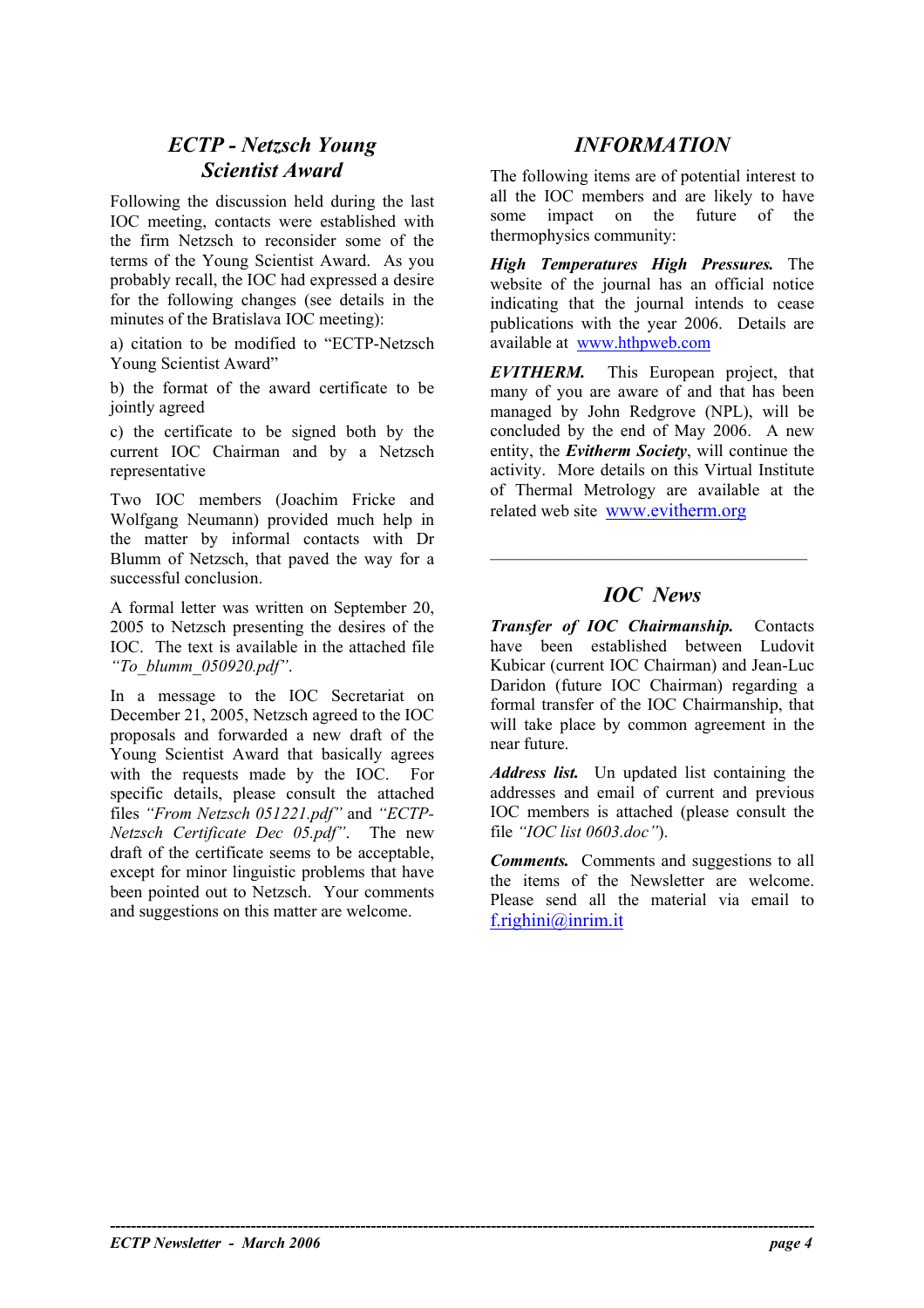## *ECTP - Netzsch Young Scientist Award*

Following the discussion held during the last IOC meeting, contacts were established with the firm Netzsch to reconsider some of the terms of the Young Scientist Award. As you probably recall, the IOC had expressed a desire for the following changes (see details in the minutes of the Bratislava IOC meeting):

a) citation to be modified to "ECTP-Netzsch Young Scientist Award"

b) the format of the award certificate to be jointly agreed

c) the certificate to be signed both by the current IOC Chairman and by a Netzsch representative

Two IOC members (Joachim Fricke and Wolfgang Neumann) provided much help in the matter by informal contacts with Dr Blumm of Netzsch, that paved the way for a successful conclusion.

A formal letter was written on September 20, 2005 to Netzsch presenting the desires of the IOC. The text is available in the attached file *"To_blumm_050920.pdf"*.

In a message to the IOC Secretariat on December 21, 2005, Netzsch agreed to the IOC proposals and forwarded a new draft of the Young Scientist Award that basically agrees with the requests made by the IOC. For specific details, please consult the attached files *"From Netzsch 051221.pdf"* and *"ECTP-Netzsch Certificate Dec 05.pdf"*. The new draft of the certificate seems to be acceptable, except for minor linguistic problems that have been pointed out to Netzsch. Your comments and suggestions on this matter are welcome.

## *INFORMATION*

The following items are of potential interest to all the IOC members and are likely to have some impact on the future of the thermophysics community:

***High Temperatures High Pressures.*** The website of the journal has an official notice indicating that the journal intends to cease publications with the year 2006. Details are available at www.hthpweb.com

***EVITHERM.*** This European project, that many of you are aware of and that has been managed by John Redgrove (NPL), will be concluded by the end of May 2006. A new entity, the ***Evitherm Society***, will continue the activity. More details on this Virtual Institute of Thermal Metrology are available at the related web site www.evitherm.org

---

## *IOC News*

***Transfer of IOC Chairmanship.*** Contacts have been established between Ludovit Kubicar (current IOC Chairman) and Jean-Luc Daridon (future IOC Chairman) regarding a formal transfer of the IOC Chairmanship, that will take place by common agreement in the near future.

***Address list.*** Un updated list containing the addresses and email of current and previous IOC members is attached (please consult the file *"IOC list 0603.doc"*).

***Comments.*** Comments and suggestions to all the items of the Newsletter are welcome. Please send all the material via email to f.righini@inrim.it